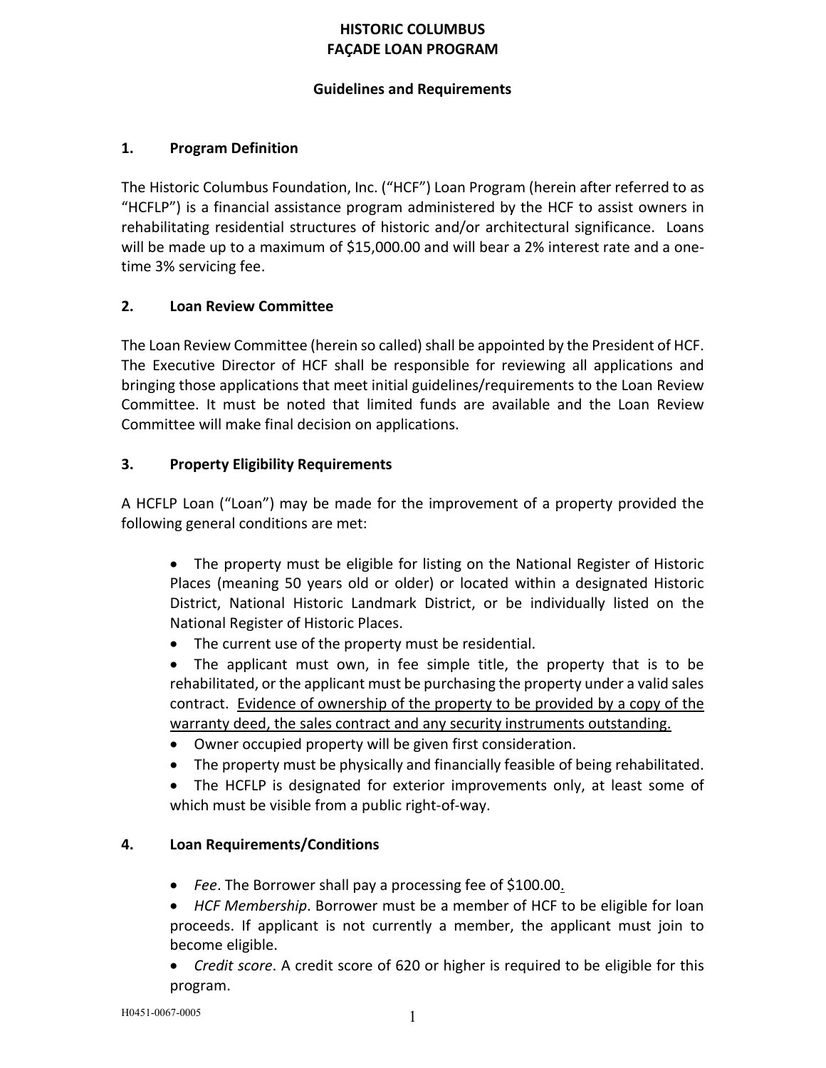# HISTORIC COLUMBUS
# FAÇADE LOAN PROGRAM

## Guidelines and Requirements

### 1. Program Definition

The Historic Columbus Foundation, Inc. ("HCF") Loan Program (herein after referred to as "HCFLP") is a financial assistance program administered by the HCF to assist owners in rehabilitating residential structures of historic and/or architectural significance. Loans will be made up to a maximum of $15,000.00 and will bear a 2% interest rate and a one-time 3% servicing fee.

### 2. Loan Review Committee

The Loan Review Committee (herein so called) shall be appointed by the President of HCF. The Executive Director of HCF shall be responsible for reviewing all applications and bringing those applications that meet initial guidelines/requirements to the Loan Review Committee. It must be noted that limited funds are available and the Loan Review Committee will make final decision on applications.

### 3. Property Eligibility Requirements

A HCFLP Loan ("Loan") may be made for the improvement of a property provided the following general conditions are met:

- The property must be eligible for listing on the National Register of Historic Places (meaning 50 years old or older) or located within a designated Historic District, National Historic Landmark District, or be individually listed on the National Register of Historic Places.
- The current use of the property must be residential.
- The applicant must own, in fee simple title, the property that is to be rehabilitated, or the applicant must be purchasing the property under a valid sales contract. <u>Evidence of ownership of the property to be provided by a copy of the warranty deed, the sales contract and any security instruments outstanding.</u>
- Owner occupied property will be given first consideration.
- The property must be physically and financially feasible of being rehabilitated.
- The HCFLP is designated for exterior improvements only, at least some of which must be visible from a public right-of-way.

### 4. Loan Requirements/Conditions

- *Fee*. The Borrower shall pay a processing fee of $100.00.
- *HCF Membership*. Borrower must be a member of HCF to be eligible for loan proceeds. If applicant is not currently a member, the applicant must join to become eligible.
- *Credit score*. A credit score of 620 or higher is required to be eligible for this program.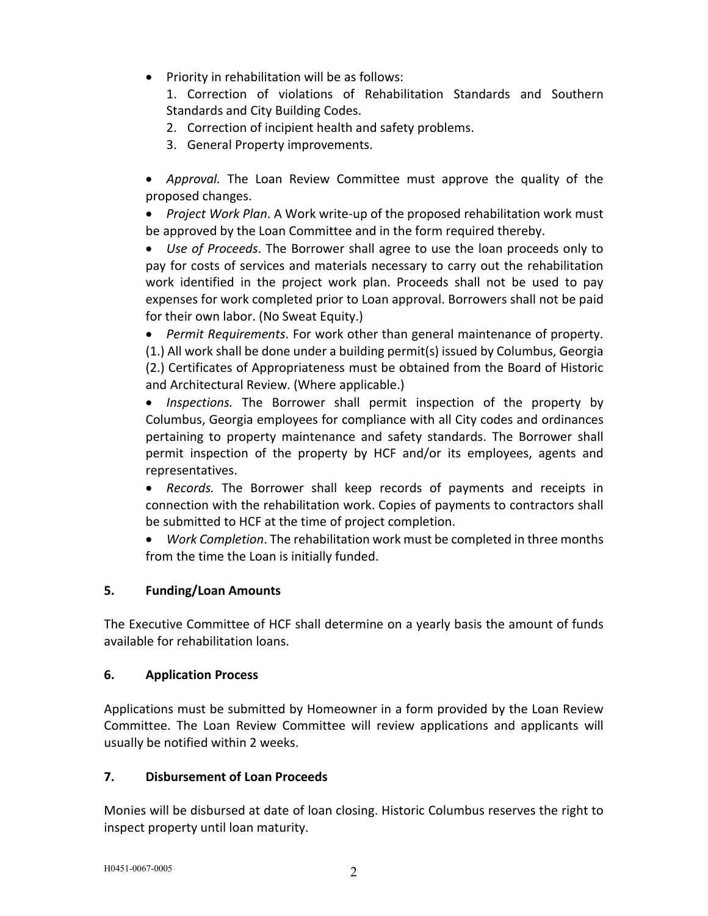- Priority in rehabilitation will be as follows:
  1. Correction of violations of Rehabilitation Standards and Southern Standards and City Building Codes.
  2. Correction of incipient health and safety problems.
  3. General Property improvements.

- *Approval.* The Loan Review Committee must approve the quality of the proposed changes.
- *Project Work Plan*. A Work write-up of the proposed rehabilitation work must be approved by the Loan Committee and in the form required thereby.
- *Use of Proceeds*. The Borrower shall agree to use the loan proceeds only to pay for costs of services and materials necessary to carry out the rehabilitation work identified in the project work plan. Proceeds shall not be used to pay expenses for work completed prior to Loan approval. Borrowers shall not be paid for their own labor. (No Sweat Equity.)
- *Permit Requirements*. For work other than general maintenance of property. (1.) All work shall be done under a building permit(s) issued by Columbus, Georgia (2.) Certificates of Appropriateness must be obtained from the Board of Historic and Architectural Review. (Where applicable.)
- *Inspections.* The Borrower shall permit inspection of the property by Columbus, Georgia employees for compliance with all City codes and ordinances pertaining to property maintenance and safety standards. The Borrower shall permit inspection of the property by HCF and/or its employees, agents and representatives.
- *Records.* The Borrower shall keep records of payments and receipts in connection with the rehabilitation work. Copies of payments to contractors shall be submitted to HCF at the time of project completion.
- *Work Completion*. The rehabilitation work must be completed in three months from the time the Loan is initially funded.

## 5. Funding/Loan Amounts

The Executive Committee of HCF shall determine on a yearly basis the amount of funds available for rehabilitation loans.

## 6. Application Process

Applications must be submitted by Homeowner in a form provided by the Loan Review Committee. The Loan Review Committee will review applications and applicants will usually be notified within 2 weeks.

## 7. Disbursement of Loan Proceeds

Monies will be disbursed at date of loan closing. Historic Columbus reserves the right to inspect property until loan maturity.

H0451-0067-0005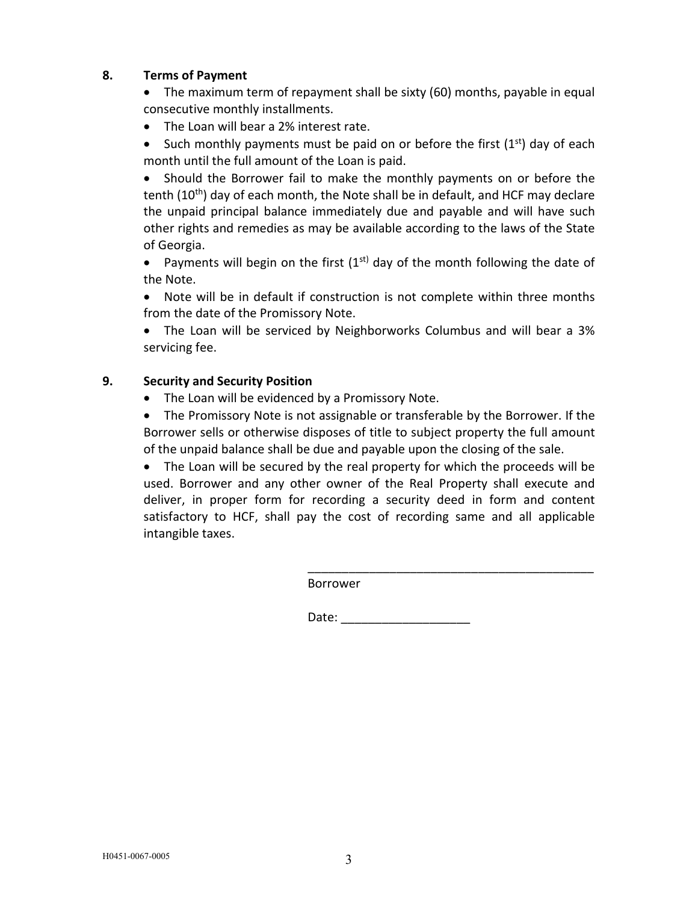### 8. Terms of Payment

- The maximum term of repayment shall be sixty (60) months, payable in equal consecutive monthly installments.
- The Loan will bear a 2% interest rate.
- Such monthly payments must be paid on or before the first (1st) day of each month until the full amount of the Loan is paid.
- Should the Borrower fail to make the monthly payments on or before the tenth (10th) day of each month, the Note shall be in default, and HCF may declare the unpaid principal balance immediately due and payable and will have such other rights and remedies as may be available according to the laws of the State of Georgia.
- Payments will begin on the first (1st) day of the month following the date of the Note.
- Note will be in default if construction is not complete within three months from the date of the Promissory Note.
- The Loan will be serviced by Neighborworks Columbus and will bear a 3% servicing fee.

### 9. Security and Security Position

- The Loan will be evidenced by a Promissory Note.
- The Promissory Note is not assignable or transferable by the Borrower. If the Borrower sells or otherwise disposes of title to subject property the full amount of the unpaid balance shall be due and payable upon the closing of the sale.
- The Loan will be secured by the real property for which the proceeds will be used. Borrower and any other owner of the Real Property shall execute and deliver, in proper form for recording a security deed in form and content satisfactory to HCF, shall pay the cost of recording same and all applicable intangible taxes.

____________________________________________
Borrower

Date: ___________________

H0451-0067-0005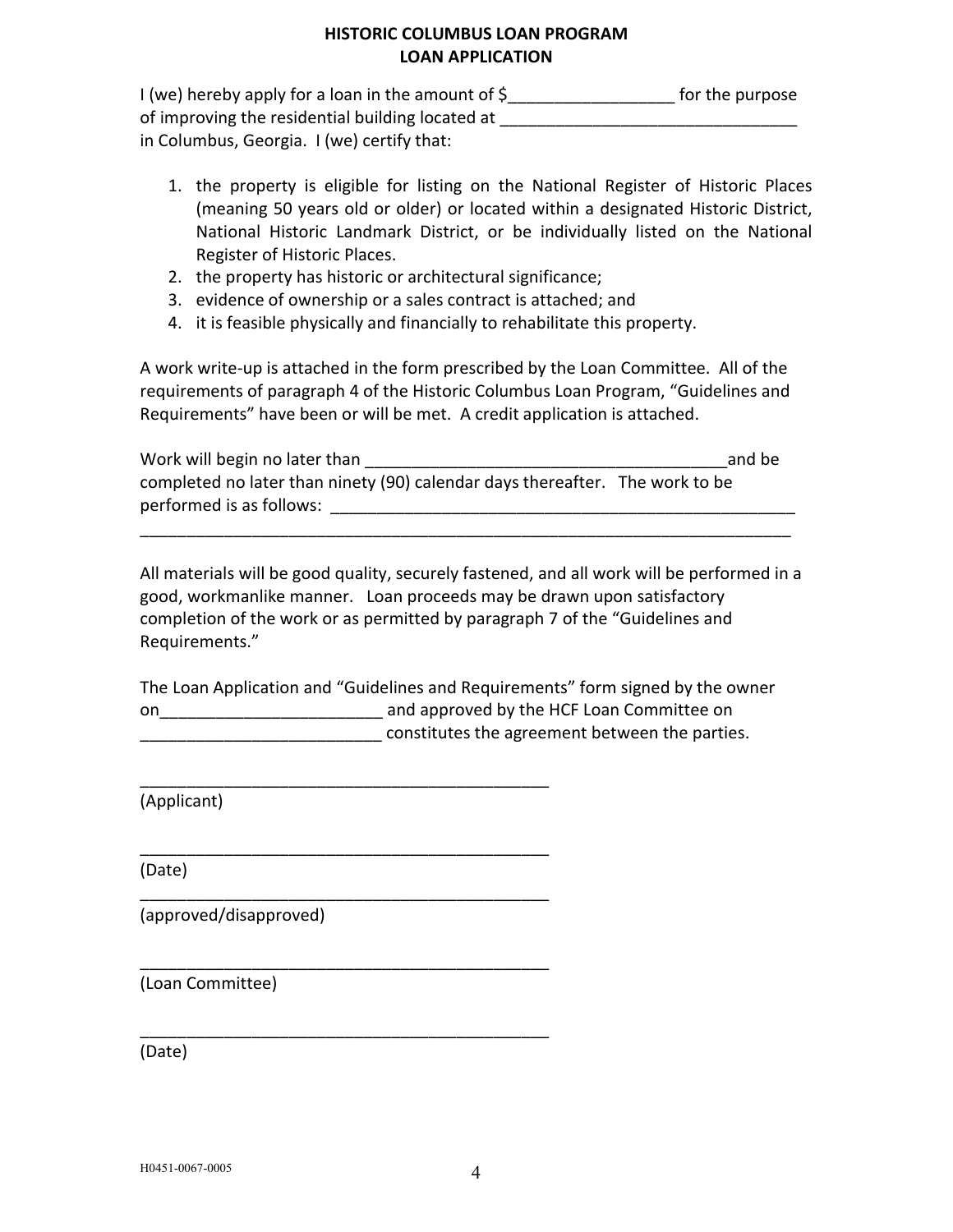# HISTORIC COLUMBUS LOAN PROGRAM
## LOAN APPLICATION

I (we) hereby apply for a loan in the amount of $__________________ for the purpose of improving the residential building located at ________________________________ in Columbus, Georgia. I (we) certify that:

1. the property is eligible for listing on the National Register of Historic Places (meaning 50 years old or older) or located within a designated Historic District, National Historic Landmark District, or be individually listed on the National Register of Historic Places.
2. the property has historic or architectural significance;
3. evidence of ownership or a sales contract is attached; and
4. it is feasible physically and financially to rehabilitate this property.

A work write-up is attached in the form prescribed by the Loan Committee. All of the requirements of paragraph 4 of the Historic Columbus Loan Program, "Guidelines and Requirements" have been or will be met. A credit application is attached.

Work will begin no later than _______________________________________and be completed no later than ninety (90) calendar days thereafter. The work to be performed is as follows: ____________________________________________________
__________________________________________________________________________

All materials will be good quality, securely fastened, and all work will be performed in a good, workmanlike manner. Loan proceeds may be drawn upon satisfactory completion of the work or as permitted by paragraph 7 of the "Guidelines and Requirements."

The Loan Application and "Guidelines and Requirements" form signed by the owner on________________________ and approved by the HCF Loan Committee on __________________________ constitutes the agreement between the parties.

_____________________________________________
(Applicant)

_____________________________________________
(Date)

_____________________________________________
(approved/disapproved)

_____________________________________________
(Loan Committee)

_____________________________________________
(Date)

H0451-0067-0005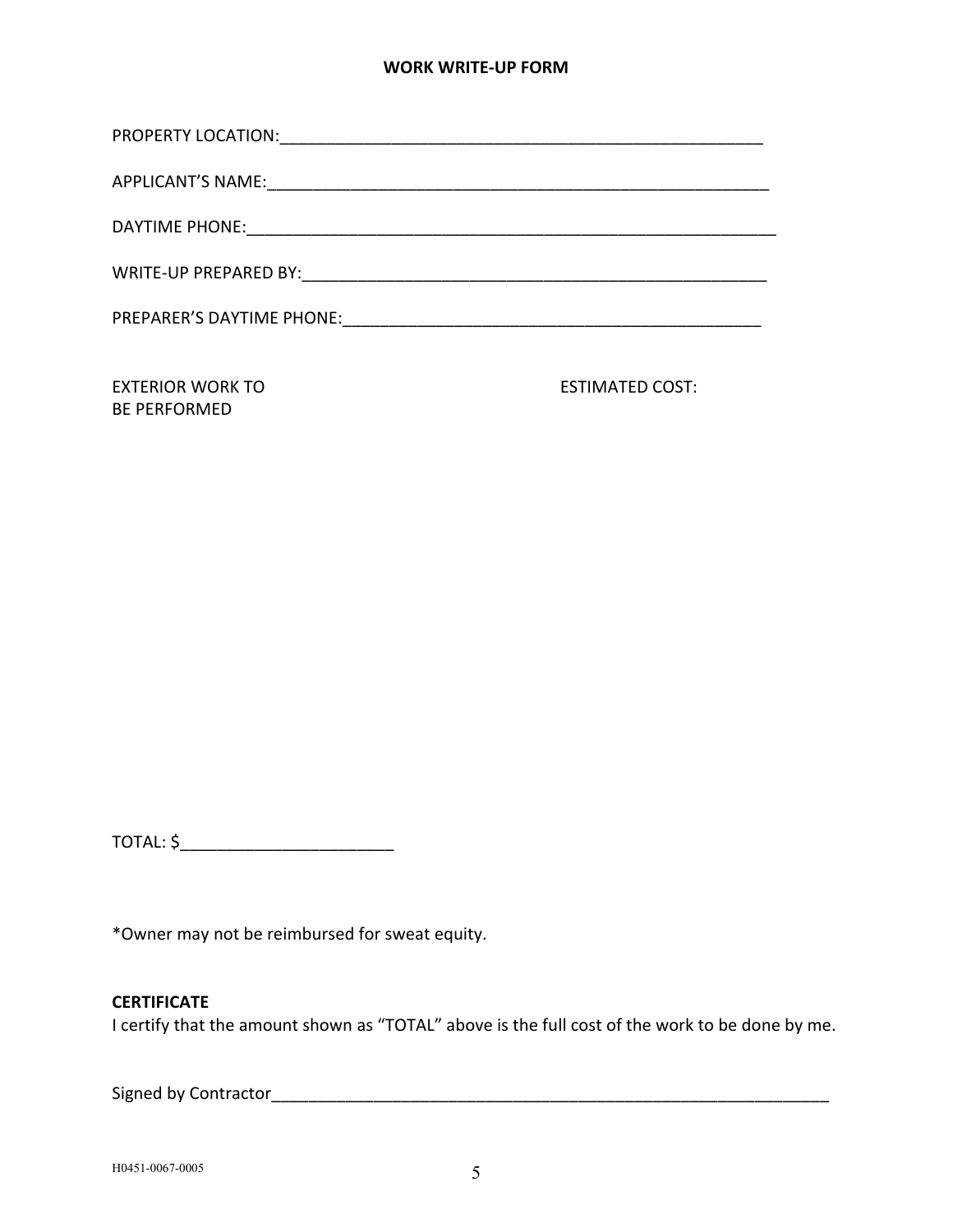# WORK WRITE-UP FORM

PROPERTY LOCATION:_______________________________________________________

APPLICANT'S NAME:________________________________________________________

DAYTIME PHONE:___________________________________________________________

WRITE-UP PREPARED BY:____________________________________________________

PREPARER'S DAYTIME PHONE:________________________________________________

| EXTERIOR WORK TO BE PERFORMED | ESTIMATED COST: |
|---|---|
| | |

TOTAL: $_______________________

*Owner may not be reimbursed for sweat equity.

**CERTIFICATE**

I certify that the amount shown as "TOTAL" above is the full cost of the work to be done by me.

Signed by Contractor______________________________________________________________

H0451-0067-0005